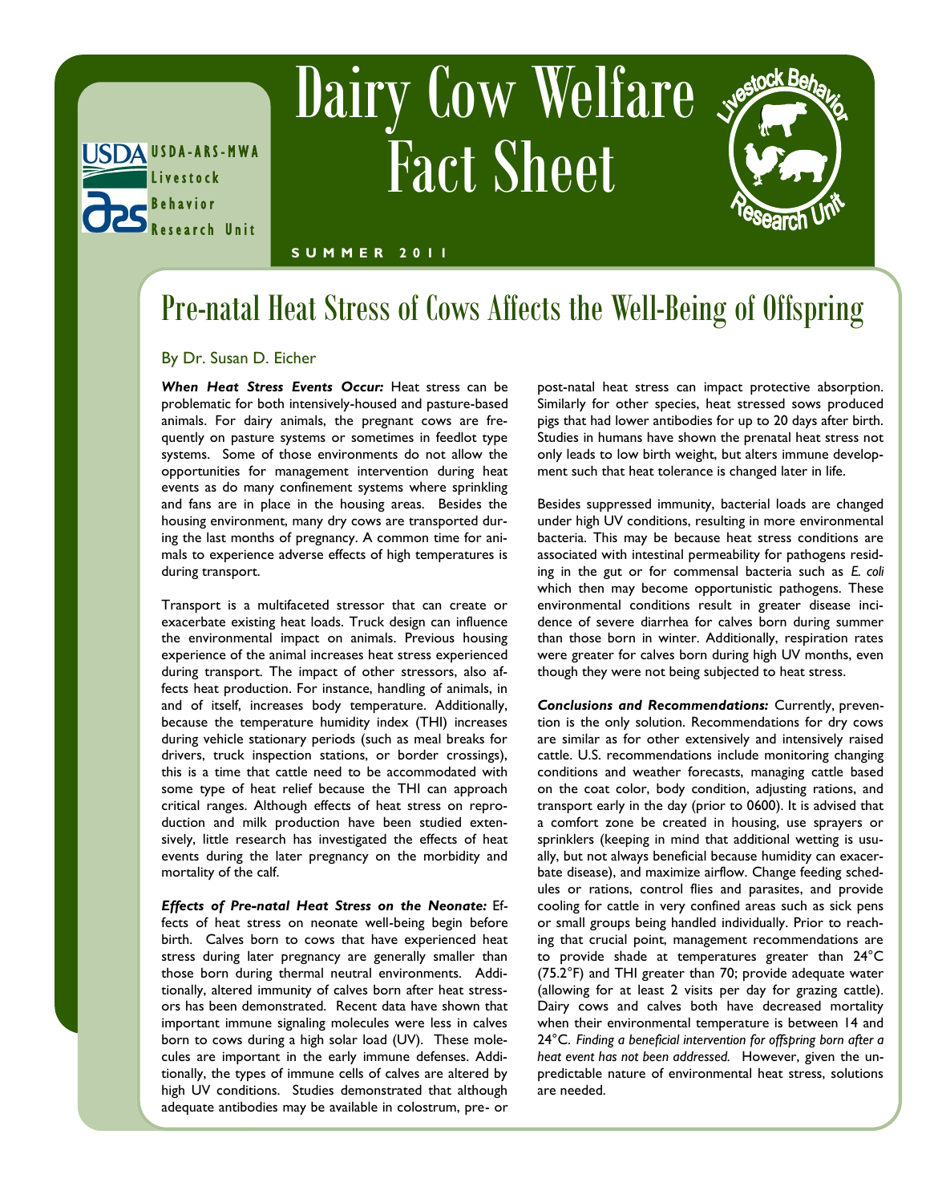USDA-ARS-MWA Livestock Behavior Research Unit

# Dairy Cow Welfare Fact Sheet

**SUMMER 2011**

## Pre-natal Heat Stress of Cows Affects the Well-Being of Offspring

By Dr. Susan D. Eicher

***When Heat Stress Events Occur:*** Heat stress can be problematic for both intensively-housed and pasture-based animals. For dairy animals, the pregnant cows are frequently on pasture systems or sometimes in feedlot type systems. Some of those environments do not allow the opportunities for management intervention during heat events as do many confinement systems where sprinkling and fans are in place in the housing areas. Besides the housing environment, many dry cows are transported during the last months of pregnancy. A common time for animals to experience adverse effects of high temperatures is during transport.

Transport is a multifaceted stressor that can create or exacerbate existing heat loads. Truck design can influence the environmental impact on animals. Previous housing experience of the animal increases heat stress experienced during transport. The impact of other stressors, also affects heat production. For instance, handling of animals, in and of itself, increases body temperature. Additionally, because the temperature humidity index (THI) increases during vehicle stationary periods (such as meal breaks for drivers, truck inspection stations, or border crossings), this is a time that cattle need to be accommodated with some type of heat relief because the THI can approach critical ranges. Although effects of heat stress on reproduction and milk production have been studied extensively, little research has investigated the effects of heat events during the later pregnancy on the morbidity and mortality of the calf.

***Effects of Pre-natal Heat Stress on the Neonate:*** Effects of heat stress on neonate well-being begin before birth. Calves born to cows that have experienced heat stress during later pregnancy are generally smaller than those born during thermal neutral environments. Additionally, altered immunity of calves born after heat stressors has been demonstrated. Recent data have shown that important immune signaling molecules were less in calves born to cows during a high solar load (UV). These molecules are important in the early immune defenses. Additionally, the types of immune cells of calves are altered by high UV conditions. Studies demonstrated that although adequate antibodies may be available in colostrum, pre- or post-natal heat stress can impact protective absorption. Similarly for other species, heat stressed sows produced pigs that had lower antibodies for up to 20 days after birth. Studies in humans have shown the prenatal heat stress not only leads to low birth weight, but alters immune development such that heat tolerance is changed later in life.

Besides suppressed immunity, bacterial loads are changed under high UV conditions, resulting in more environmental bacteria. This may be because heat stress conditions are associated with intestinal permeability for pathogens residing in the gut or for commensal bacteria such as *E. coli* which then may become opportunistic pathogens. These environmental conditions result in greater disease incidence of severe diarrhea for calves born during summer than those born in winter. Additionally, respiration rates were greater for calves born during high UV months, even though they were not being subjected to heat stress.

***Conclusions and Recommendations:*** Currently, prevention is the only solution. Recommendations for dry cows are similar as for other extensively and intensively raised cattle. U.S. recommendations include monitoring changing conditions and weather forecasts, managing cattle based on the coat color, body condition, adjusting rations, and transport early in the day (prior to 0600). It is advised that a comfort zone be created in housing, use sprayers or sprinklers (keeping in mind that additional wetting is usually, but not always beneficial because humidity can exacerbate disease), and maximize airflow. Change feeding schedules or rations, control flies and parasites, and provide cooling for cattle in very confined areas such as sick pens or small groups being handled individually. Prior to reaching that crucial point, management recommendations are to provide shade at temperatures greater than 24°C (75.2°F) and THI greater than 70; provide adequate water (allowing for at least 2 visits per day for grazing cattle). Dairy cows and calves both have decreased mortality when their environmental temperature is between 14 and 24°C. *Finding a beneficial intervention for offspring born after a heat event has not been addressed.* However, given the unpredictable nature of environmental heat stress, solutions are needed.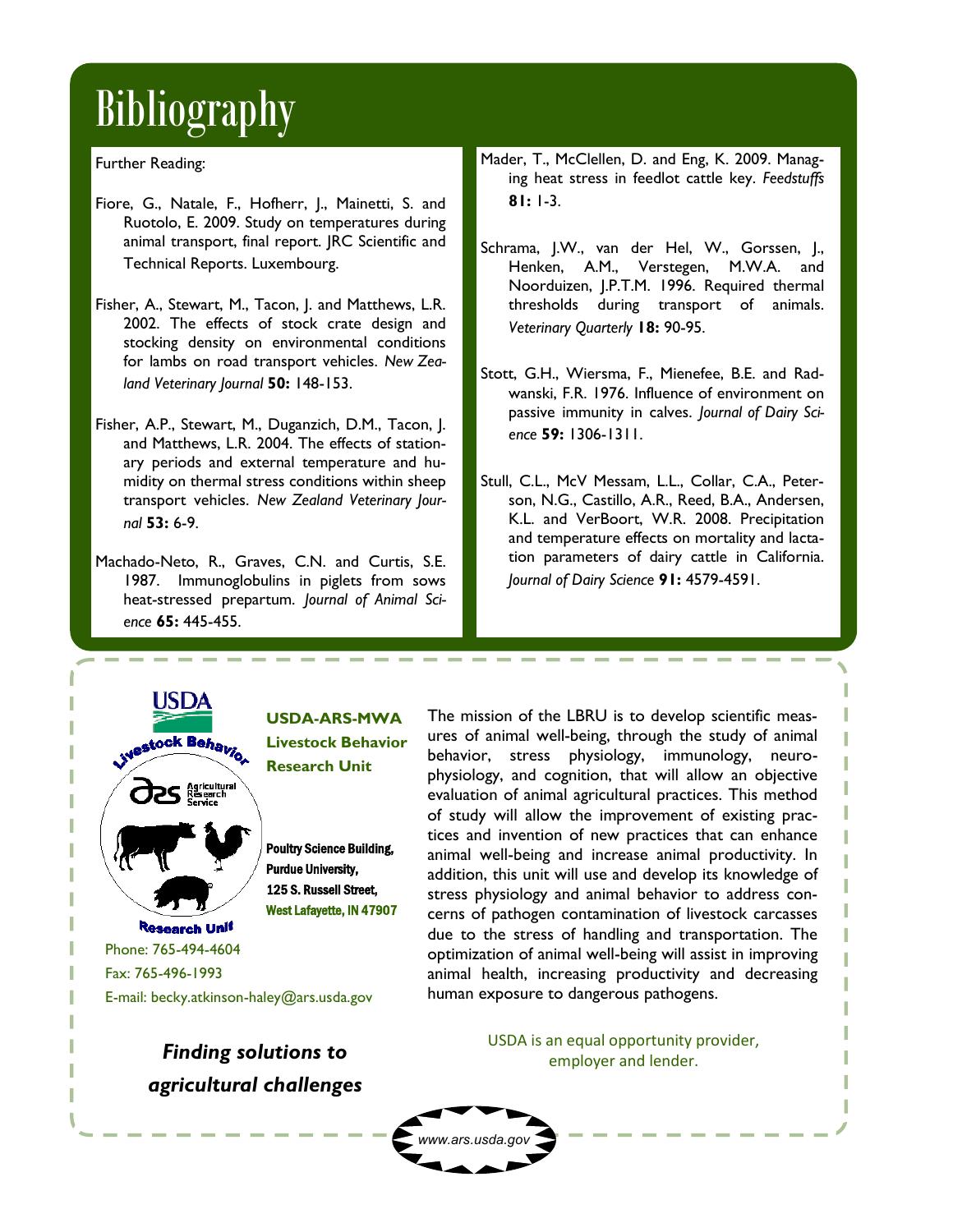# Bibliography

Further Reading:

Fiore, G., Natale, F., Hofherr, J., Mainetti, S. and Ruotolo, E. 2009. Study on temperatures during animal transport, final report. JRC Scientific and Technical Reports. Luxembourg.

Fisher, A., Stewart, M., Tacon, J. and Matthews, L.R. 2002. The effects of stock crate design and stocking density on environmental conditions for lambs on road transport vehicles. *New Zealand Veterinary Journal* **50:** 148-153.

Fisher, A.P., Stewart, M., Duganzich, D.M., Tacon, J. and Matthews, L.R. 2004. The effects of stationary periods and external temperature and humidity on thermal stress conditions within sheep transport vehicles. *New Zealand Veterinary Journal* **53:** 6-9.

Machado-Neto, R., Graves, C.N. and Curtis, S.E. 1987. Immunoglobulins in piglets from sows heat-stressed prepartum. *Journal of Animal Science* **65:** 445-455.

Mader, T., McClellen, D. and Eng, K. 2009. Managing heat stress in feedlot cattle key. *Feedstuffs* **81:** 1-3.

Schrama, J.W., van der Hel, W., Gorssen, J., Henken, A.M., Verstegen, M.W.A. and Noorduizen, J.P.T.M. 1996. Required thermal thresholds during transport of animals. *Veterinary Quarterly* **18:** 90-95.

Stott, G.H., Wiersma, F., Mienefee, B.E. and Radwanski, F.R. 1976. Influence of environment on passive immunity in calves. *Journal of Dairy Science* **59:** 1306-1311.

Stull, C.L., McV Messam, L.L., Collar, C.A., Peterson, N.G., Castillo, A.R., Reed, B.A., Andersen, K.L. and VerBoort, W.R. 2008. Precipitation and temperature effects on mortality and lactation parameters of dairy cattle in California. *Journal of Dairy Science* **91:** 4579-4591.

**USDA-ARS-MWA Livestock Behavior Research Unit**

Poultry Science Building,
Purdue University,
125 S. Russell Street,
West Lafayette, IN 47907

Phone: 765-494-4604
Fax: 765-496-1993
E-mail: becky.atkinson-haley@ars.usda.gov

The mission of the LBRU is to develop scientific measures of animal well-being, through the study of animal behavior, stress physiology, immunology, neurophysiology, and cognition, that will allow an objective evaluation of animal agricultural practices. This method of study will allow the improvement of existing practices and invention of new practices that can enhance animal well-being and increase animal productivity. In addition, this unit will use and develop its knowledge of stress physiology and animal behavior to address concerns of pathogen contamination of livestock carcasses due to the stress of handling and transportation. The optimization of animal well-being will assist in improving animal health, increasing productivity and decreasing human exposure to dangerous pathogens.

***Finding solutions to agricultural challenges***

USDA is an equal opportunity provider, employer and lender.

www.ars.usda.gov